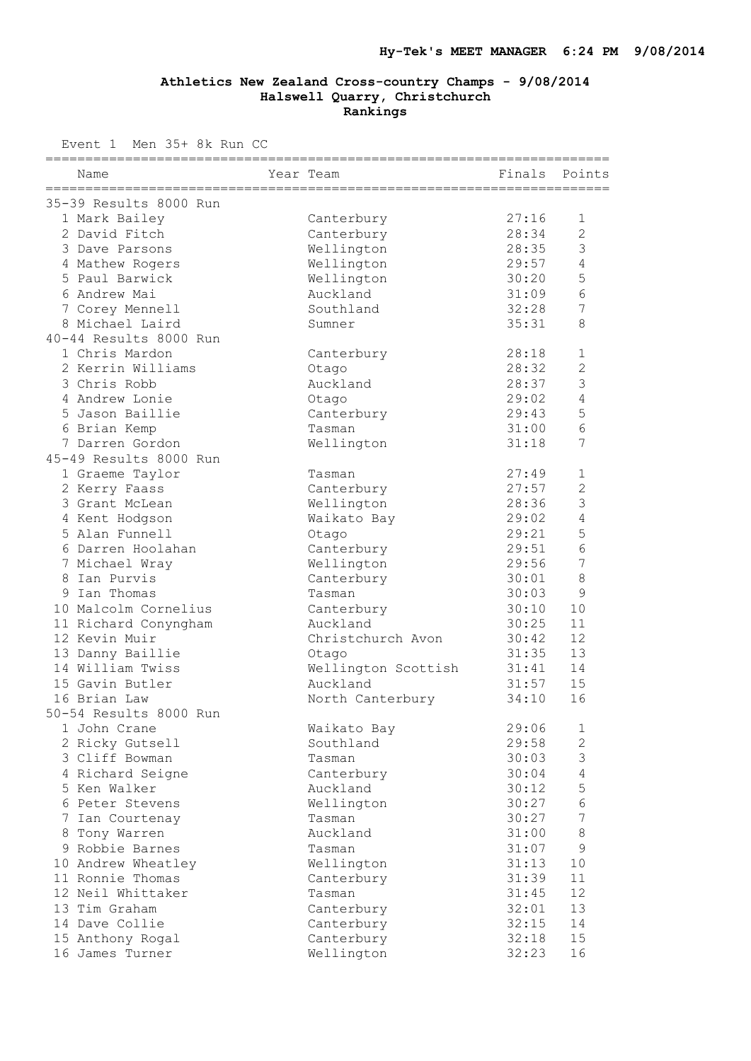Hy-Tek's MEET MANAGER 6:24 PM 9/08/2014

# Athletics New Zealand Cross-country Champs - 9/08/2014

## Halswell Quarry, Christchurch

## Rankings

Event 1 Men 35+ 8k Run CC

| Name | Year | Team | Finals | Points |
|---|---|---|---|---|
| **35-39 Results 8000 Run** | | | | |
| 1 Mark Bailey | | Canterbury | 27:16 | 1 |
| 2 David Fitch | | Canterbury | 28:34 | 2 |
| 3 Dave Parsons | | Wellington | 28:35 | 3 |
| 4 Mathew Rogers | | Wellington | 29:57 | 4 |
| 5 Paul Barwick | | Wellington | 30:20 | 5 |
| 6 Andrew Mai | | Auckland | 31:09 | 6 |
| 7 Corey Mennell | | Southland | 32:28 | 7 |
| 8 Michael Laird | | Sumner | 35:31 | 8 |
| **40-44 Results 8000 Run** | | | | |
| 1 Chris Mardon | | Canterbury | 28:18 | 1 |
| 2 Kerrin Williams | | Otago | 28:32 | 2 |
| 3 Chris Robb | | Auckland | 28:37 | 3 |
| 4 Andrew Lonie | | Otago | 29:02 | 4 |
| 5 Jason Baillie | | Canterbury | 29:43 | 5 |
| 6 Brian Kemp | | Tasman | 31:00 | 6 |
| 7 Darren Gordon | | Wellington | 31:18 | 7 |
| **45-49 Results 8000 Run** | | | | |
| 1 Graeme Taylor | | Tasman | 27:49 | 1 |
| 2 Kerry Faass | | Canterbury | 27:57 | 2 |
| 3 Grant McLean | | Wellington | 28:36 | 3 |
| 4 Kent Hodgson | | Waikato Bay | 29:02 | 4 |
| 5 Alan Funnell | | Otago | 29:21 | 5 |
| 6 Darren Hoolahan | | Canterbury | 29:51 | 6 |
| 7 Michael Wray | | Wellington | 29:56 | 7 |
| 8 Ian Purvis | | Canterbury | 30:01 | 8 |
| 9 Ian Thomas | | Tasman | 30:03 | 9 |
| 10 Malcolm Cornelius | | Canterbury | 30:10 | 10 |
| 11 Richard Conyngham | | Auckland | 30:25 | 11 |
| 12 Kevin Muir | | Christchurch Avon | 30:42 | 12 |
| 13 Danny Baillie | | Otago | 31:35 | 13 |
| 14 William Twiss | | Wellington Scottish | 31:41 | 14 |
| 15 Gavin Butler | | Auckland | 31:57 | 15 |
| 16 Brian Law | | North Canterbury | 34:10 | 16 |
| **50-54 Results 8000 Run** | | | | |
| 1 John Crane | | Waikato Bay | 29:06 | 1 |
| 2 Ricky Gutsell | | Southland | 29:58 | 2 |
| 3 Cliff Bowman | | Tasman | 30:03 | 3 |
| 4 Richard Seigne | | Canterbury | 30:04 | 4 |
| 5 Ken Walker | | Auckland | 30:12 | 5 |
| 6 Peter Stevens | | Wellington | 30:27 | 6 |
| 7 Ian Courtenay | | Tasman | 30:27 | 7 |
| 8 Tony Warren | | Auckland | 31:00 | 8 |
| 9 Robbie Barnes | | Tasman | 31:07 | 9 |
| 10 Andrew Wheatley | | Wellington | 31:13 | 10 |
| 11 Ronnie Thomas | | Canterbury | 31:39 | 11 |
| 12 Neil Whittaker | | Tasman | 31:45 | 12 |
| 13 Tim Graham | | Canterbury | 32:01 | 13 |
| 14 Dave Collie | | Canterbury | 32:15 | 14 |
| 15 Anthony Rogal | | Canterbury | 32:18 | 15 |
| 16 James Turner | | Wellington | 32:23 | 16 |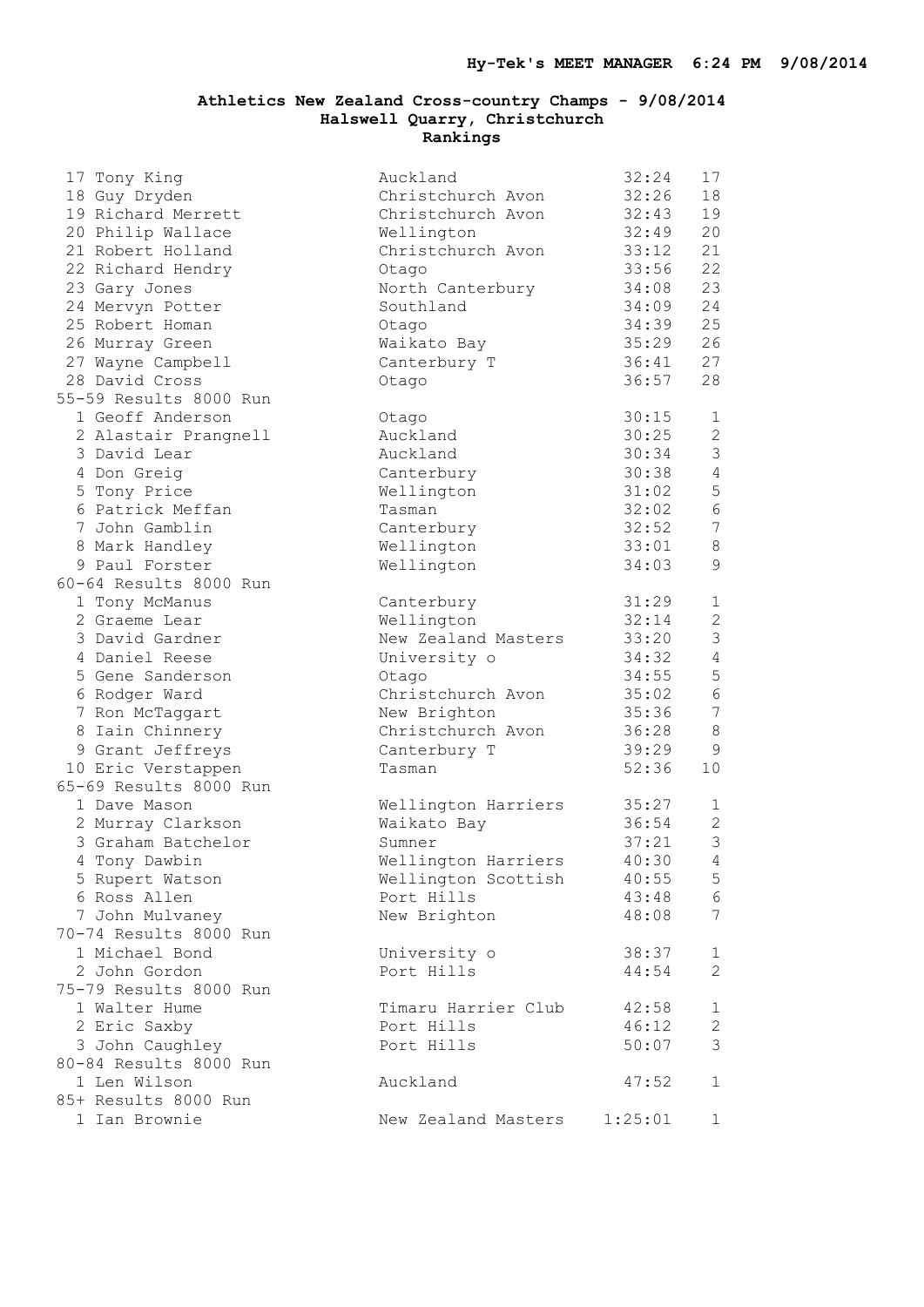**Athletics New Zealand Cross-country Champs - 9/08/2014**
**Halswell Quarry, Christchurch**
**Rankings**

| | Name | Club | Time | Place |
|---|---|---|---|---|
| 17 | Tony King | Auckland | 32:24 | 17 |
| 18 | Guy Dryden | Christchurch Avon | 32:26 | 18 |
| 19 | Richard Merrett | Christchurch Avon | 32:43 | 19 |
| 20 | Philip Wallace | Wellington | 32:49 | 20 |
| 21 | Robert Holland | Christchurch Avon | 33:12 | 21 |
| 22 | Richard Hendry | Otago | 33:56 | 22 |
| 23 | Gary Jones | North Canterbury | 34:08 | 23 |
| 24 | Mervyn Potter | Southland | 34:09 | 24 |
| 25 | Robert Homan | Otago | 34:39 | 25 |
| 26 | Murray Green | Waikato Bay | 35:29 | 26 |
| 27 | Wayne Campbell | Canterbury T | 36:41 | 27 |
| 28 | David Cross | Otago | 36:57 | 28 |

55-59 Results 8000 Run

| | Name | Club | Time | Place |
|---|---|---|---|---|
| 1 | Geoff Anderson | Otago | 30:15 | 1 |
| 2 | Alastair Prangnell | Auckland | 30:25 | 2 |
| 3 | David Lear | Auckland | 30:34 | 3 |
| 4 | Don Greig | Canterbury | 30:38 | 4 |
| 5 | Tony Price | Wellington | 31:02 | 5 |
| 6 | Patrick Meffan | Tasman | 32:02 | 6 |
| 7 | John Gamblin | Canterbury | 32:52 | 7 |
| 8 | Mark Handley | Wellington | 33:01 | 8 |
| 9 | Paul Forster | Wellington | 34:03 | 9 |

60-64 Results 8000 Run

| | Name | Club | Time | Place |
|---|---|---|---|---|
| 1 | Tony McManus | Canterbury | 31:29 | 1 |
| 2 | Graeme Lear | Wellington | 32:14 | 2 |
| 3 | David Gardner | New Zealand Masters | 33:20 | 3 |
| 4 | Daniel Reese | University o | 34:32 | 4 |
| 5 | Gene Sanderson | Otago | 34:55 | 5 |
| 6 | Rodger Ward | Christchurch Avon | 35:02 | 6 |
| 7 | Ron McTaggart | New Brighton | 35:36 | 7 |
| 8 | Iain Chinnery | Christchurch Avon | 36:28 | 8 |
| 9 | Grant Jeffreys | Canterbury T | 39:29 | 9 |
| 10 | Eric Verstappen | Tasman | 52:36 | 10 |

65-69 Results 8000 Run

| | Name | Club | Time | Place |
|---|---|---|---|---|
| 1 | Dave Mason | Wellington Harriers | 35:27 | 1 |
| 2 | Murray Clarkson | Waikato Bay | 36:54 | 2 |
| 3 | Graham Batchelor | Sumner | 37:21 | 3 |
| 4 | Tony Dawbin | Wellington Harriers | 40:30 | 4 |
| 5 | Rupert Watson | Wellington Scottish | 40:55 | 5 |
| 6 | Ross Allen | Port Hills | 43:48 | 6 |
| 7 | John Mulvaney | New Brighton | 48:08 | 7 |

70-74 Results 8000 Run

| | Name | Club | Time | Place |
|---|---|---|---|---|
| 1 | Michael Bond | University o | 38:37 | 1 |
| 2 | John Gordon | Port Hills | 44:54 | 2 |

75-79 Results 8000 Run

| | Name | Club | Time | Place |
|---|---|---|---|---|
| 1 | Walter Hume | Timaru Harrier Club | 42:58 | 1 |
| 2 | Eric Saxby | Port Hills | 46:12 | 2 |
| 3 | John Caughley | Port Hills | 50:07 | 3 |

80-84 Results 8000 Run

| | Name | Club | Time | Place |
|---|---|---|---|---|
| 1 | Len Wilson | Auckland | 47:52 | 1 |

85+ Results 8000 Run

| | Name | Club | Time | Place |
|---|---|---|---|---|
| 1 | Ian Brownie | New Zealand Masters | 1:25:01 | 1 |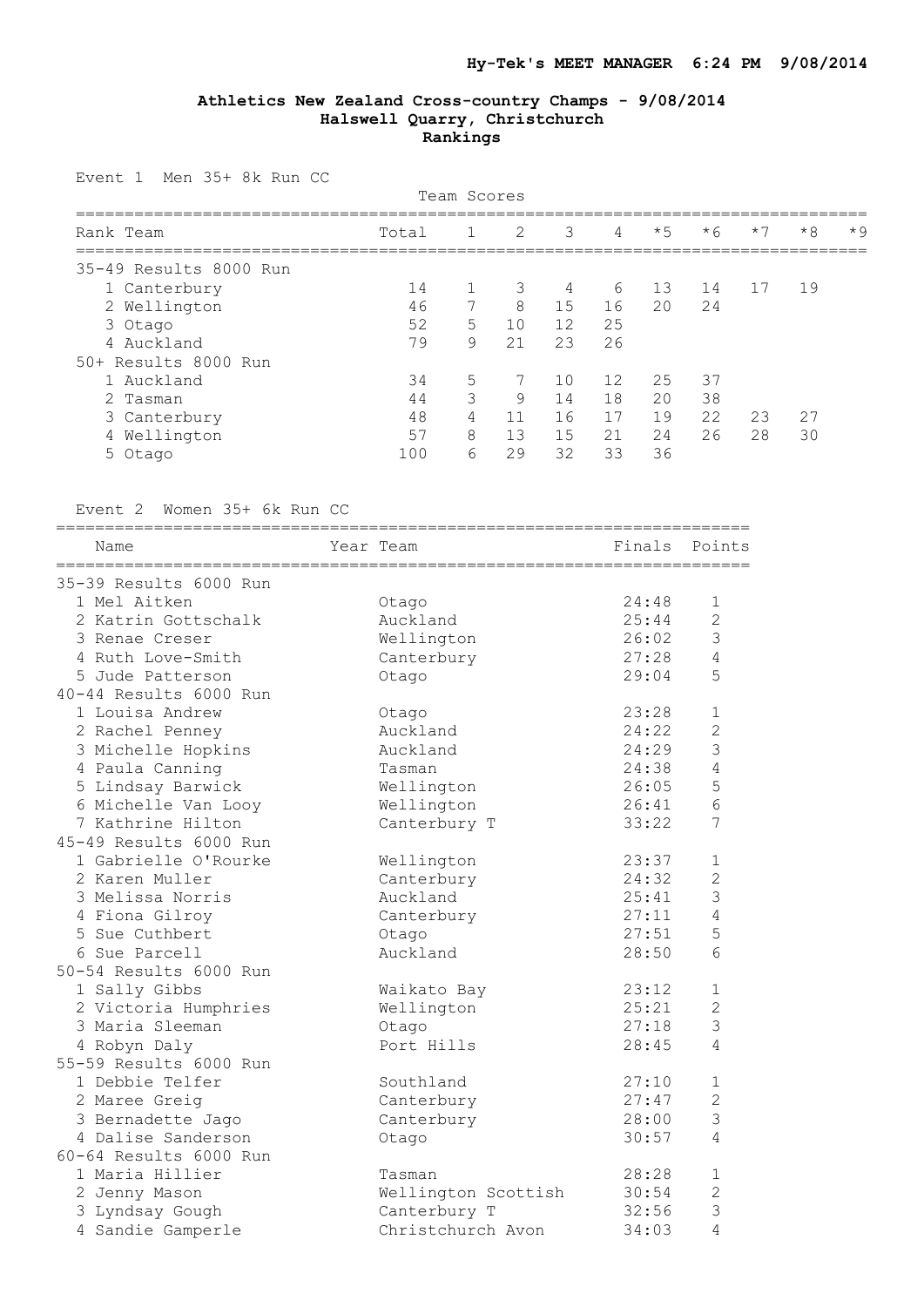**Hy-Tek's MEET MANAGER 6:24 PM 9/08/2014**

## Athletics New Zealand Cross-country Champs - 9/08/2014
### Halswell Quarry, Christchurch
### Rankings

Event 1 Men 35+ 8k Run CC

Team Scores

| Rank | Team | Total | 1 | 2 | 3 | 4 | *5 | *6 | *7 | *8 | *9 |
|---|---|---|---|---|---|---|---|---|---|---|---|
| **35-49 Results 8000 Run** | | | | | | | | | | | |
| 1 | Canterbury | 14 | 1 | 3 | 4 | 6 | 13 | 14 | 17 | 19 | |
| 2 | Wellington | 46 | 7 | 8 | 15 | 16 | 20 | 24 | | | |
| 3 | Otago | 52 | 5 | 10 | 12 | 25 | | | | | |
| 4 | Auckland | 79 | 9 | 21 | 23 | 26 | | | | | |
| **50+ Results 8000 Run** | | | | | | | | | | | |
| 1 | Auckland | 34 | 5 | 7 | 10 | 12 | 25 | 37 | | | |
| 2 | Tasman | 44 | 3 | 9 | 14 | 18 | 20 | 38 | | | |
| 3 | Canterbury | 48 | 4 | 11 | 16 | 17 | 19 | 22 | 23 | 27 | |
| 4 | Wellington | 57 | 8 | 13 | 15 | 21 | 24 | 26 | 28 | 30 | |
| 5 | Otago | 100 | 6 | 29 | 32 | 33 | 36 | | | | |

Event 2 Women 35+ 6k Run CC

| Name | Year | Team | Finals | Points |
|---|---|---|---|---|
| **35-39 Results 6000 Run** | | | | |
| 1 Mel Aitken | | Otago | 24:48 | 1 |
| 2 Katrin Gottschalk | | Auckland | 25:44 | 2 |
| 3 Renae Creser | | Wellington | 26:02 | 3 |
| 4 Ruth Love-Smith | | Canterbury | 27:28 | 4 |
| 5 Jude Patterson | | Otago | 29:04 | 5 |
| **40-44 Results 6000 Run** | | | | |
| 1 Louisa Andrew | | Otago | 23:28 | 1 |
| 2 Rachel Penney | | Auckland | 24:22 | 2 |
| 3 Michelle Hopkins | | Auckland | 24:29 | 3 |
| 4 Paula Canning | | Tasman | 24:38 | 4 |
| 5 Lindsay Barwick | | Wellington | 26:05 | 5 |
| 6 Michelle Van Looy | | Wellington | 26:41 | 6 |
| 7 Kathrine Hilton | | Canterbury T | 33:22 | 7 |
| **45-49 Results 6000 Run** | | | | |
| 1 Gabrielle O'Rourke | | Wellington | 23:37 | 1 |
| 2 Karen Muller | | Canterbury | 24:32 | 2 |
| 3 Melissa Norris | | Auckland | 25:41 | 3 |
| 4 Fiona Gilroy | | Canterbury | 27:11 | 4 |
| 5 Sue Cuthbert | | Otago | 27:51 | 5 |
| 6 Sue Parcell | | Auckland | 28:50 | 6 |
| **50-54 Results 6000 Run** | | | | |
| 1 Sally Gibbs | | Waikato Bay | 23:12 | 1 |
| 2 Victoria Humphries | | Wellington | 25:21 | 2 |
| 3 Maria Sleeman | | Otago | 27:18 | 3 |
| 4 Robyn Daly | | Port Hills | 28:45 | 4 |
| **55-59 Results 6000 Run** | | | | |
| 1 Debbie Telfer | | Southland | 27:10 | 1 |
| 2 Maree Greig | | Canterbury | 27:47 | 2 |
| 3 Bernadette Jago | | Canterbury | 28:00 | 3 |
| 4 Dalise Sanderson | | Otago | 30:57 | 4 |
| **60-64 Results 6000 Run** | | | | |
| 1 Maria Hillier | | Tasman | 28:28 | 1 |
| 2 Jenny Mason | | Wellington Scottish | 30:54 | 2 |
| 3 Lyndsay Gough | | Canterbury T | 32:56 | 3 |
| 4 Sandie Gamperle | | Christchurch Avon | 34:03 | 4 |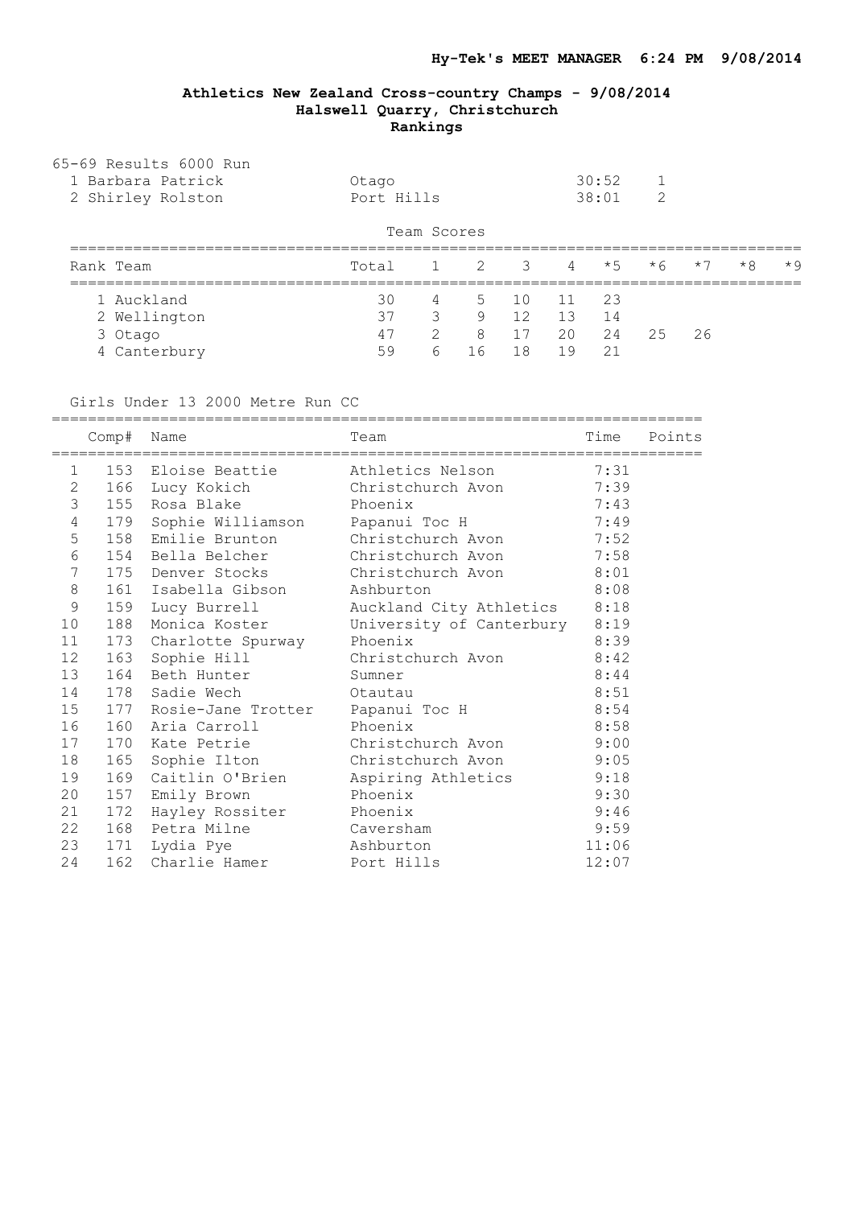# Athletics New Zealand Cross-country Champs - 9/08/2014
## Halswell Quarry, Christchurch
### Rankings

65-69 Results 6000 Run

| | Name | Team | Time | |
|---|---|---|---|---|
| 1 | Barbara Patrick | Otago | 30:52 | 1 |
| 2 | Shirley Rolston | Port Hills | 38:01 | 2 |

Team Scores

| Rank | Team | Total | 1 | 2 | 3 | 4 | *5 | *6 | *7 | *8 | *9 |
|---|---|---|---|---|---|---|---|---|---|---|---|
| 1 | Auckland | 30 | 4 | 5 | 10 | 11 | 23 | | | | |
| 2 | Wellington | 37 | 3 | 9 | 12 | 13 | 14 | | | | |
| 3 | Otago | 47 | 2 | 8 | 17 | 20 | 24 | 25 | 26 | | |
| 4 | Canterbury | 59 | 6 | 16 | 18 | 19 | 21 | | | | |

Girls Under 13 2000 Metre Run CC

| | Comp# | Name | Team | Time | Points |
|---|---|---|---|---|---|
| 1 | 153 | Eloise Beattie | Athletics Nelson | 7:31 | |
| 2 | 166 | Lucy Kokich | Christchurch Avon | 7:39 | |
| 3 | 155 | Rosa Blake | Phoenix | 7:43 | |
| 4 | 179 | Sophie Williamson | Papanui Toc H | 7:49 | |
| 5 | 158 | Emilie Brunton | Christchurch Avon | 7:52 | |
| 6 | 154 | Bella Belcher | Christchurch Avon | 7:58 | |
| 7 | 175 | Denver Stocks | Christchurch Avon | 8:01 | |
| 8 | 161 | Isabella Gibson | Ashburton | 8:08 | |
| 9 | 159 | Lucy Burrell | Auckland City Athletics | 8:18 | |
| 10 | 188 | Monica Koster | University of Canterbury | 8:19 | |
| 11 | 173 | Charlotte Spurway | Phoenix | 8:39 | |
| 12 | 163 | Sophie Hill | Christchurch Avon | 8:42 | |
| 13 | 164 | Beth Hunter | Sumner | 8:44 | |
| 14 | 178 | Sadie Wech | Otautau | 8:51 | |
| 15 | 177 | Rosie-Jane Trotter | Papanui Toc H | 8:54 | |
| 16 | 160 | Aria Carroll | Phoenix | 8:58 | |
| 17 | 170 | Kate Petrie | Christchurch Avon | 9:00 | |
| 18 | 165 | Sophie Ilton | Christchurch Avon | 9:05 | |
| 19 | 169 | Caitlin O'Brien | Aspiring Athletics | 9:18 | |
| 20 | 157 | Emily Brown | Phoenix | 9:30 | |
| 21 | 172 | Hayley Rossiter | Phoenix | 9:46 | |
| 22 | 168 | Petra Milne | Caversham | 9:59 | |
| 23 | 171 | Lydia Pye | Ashburton | 11:06 | |
| 24 | 162 | Charlie Hamer | Port Hills | 12:07 | |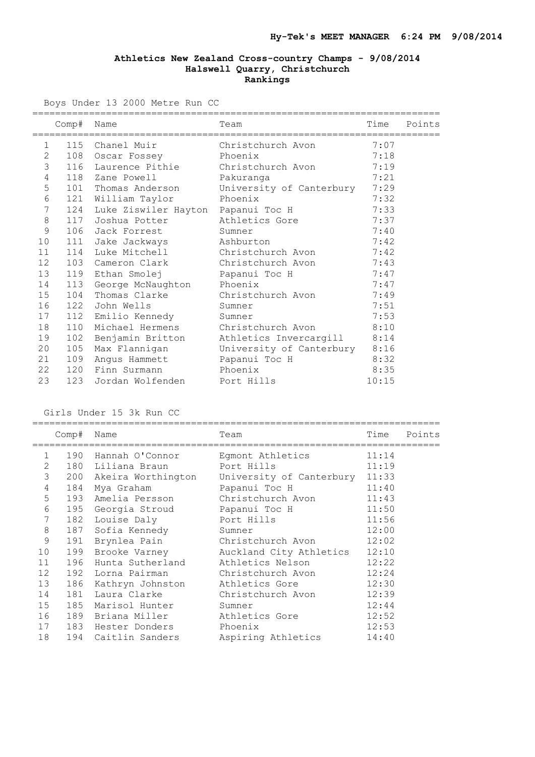**Hy-Tek's MEET MANAGER 6:24 PM 9/08/2014**

# Athletics New Zealand Cross-country Champs - 9/08/2014
## Halswell Quarry, Christchurch
### Rankings

Boys Under 13 2000 Metre Run CC

| | Comp# | Name | Team | Time | Points |
|---|---|---|---|---|---|
| 1 | 115 | Chanel Muir | Christchurch Avon | 7:07 | |
| 2 | 108 | Oscar Fossey | Phoenix | 7:18 | |
| 3 | 116 | Laurence Pithie | Christchurch Avon | 7:19 | |
| 4 | 118 | Zane Powell | Pakuranga | 7:21 | |
| 5 | 101 | Thomas Anderson | University of Canterbury | 7:29 | |
| 6 | 121 | William Taylor | Phoenix | 7:32 | |
| 7 | 124 | Luke Ziswiler Hayton | Papanui Toc H | 7:33 | |
| 8 | 117 | Joshua Potter | Athletics Gore | 7:37 | |
| 9 | 106 | Jack Forrest | Sumner | 7:40 | |
| 10 | 111 | Jake Jackways | Ashburton | 7:42 | |
| 11 | 114 | Luke Mitchell | Christchurch Avon | 7:42 | |
| 12 | 103 | Cameron Clark | Christchurch Avon | 7:43 | |
| 13 | 119 | Ethan Smolej | Papanui Toc H | 7:47 | |
| 14 | 113 | George McNaughton | Phoenix | 7:47 | |
| 15 | 104 | Thomas Clarke | Christchurch Avon | 7:49 | |
| 16 | 122 | John Wells | Sumner | 7:51 | |
| 17 | 112 | Emilio Kennedy | Sumner | 7:53 | |
| 18 | 110 | Michael Hermens | Christchurch Avon | 8:10 | |
| 19 | 102 | Benjamin Britton | Athletics Invercargill | 8:14 | |
| 20 | 105 | Max Flannigan | University of Canterbury | 8:16 | |
| 21 | 109 | Angus Hammett | Papanui Toc H | 8:32 | |
| 22 | 120 | Finn Surmann | Phoenix | 8:35 | |
| 23 | 123 | Jordan Wolfenden | Port Hills | 10:15 | |

Girls Under 15 3k Run CC

| | Comp# | Name | Team | Time | Points |
|---|---|---|---|---|---|
| 1 | 190 | Hannah O'Connor | Egmont Athletics | 11:14 | |
| 2 | 180 | Liliana Braun | Port Hills | 11:19 | |
| 3 | 200 | Akeira Worthington | University of Canterbury | 11:33 | |
| 4 | 184 | Mya Graham | Papanui Toc H | 11:40 | |
| 5 | 193 | Amelia Persson | Christchurch Avon | 11:43 | |
| 6 | 195 | Georgia Stroud | Papanui Toc H | 11:50 | |
| 7 | 182 | Louise Daly | Port Hills | 11:56 | |
| 8 | 187 | Sofia Kennedy | Sumner | 12:00 | |
| 9 | 191 | Brynlea Pain | Christchurch Avon | 12:02 | |
| 10 | 199 | Brooke Varney | Auckland City Athletics | 12:10 | |
| 11 | 196 | Hunta Sutherland | Athletics Nelson | 12:22 | |
| 12 | 192 | Lorna Pairman | Christchurch Avon | 12:24 | |
| 13 | 186 | Kathryn Johnston | Athletics Gore | 12:30 | |
| 14 | 181 | Laura Clarke | Christchurch Avon | 12:39 | |
| 15 | 185 | Marisol Hunter | Sumner | 12:44 | |
| 16 | 189 | Briana Miller | Athletics Gore | 12:52 | |
| 17 | 183 | Hester Donders | Phoenix | 12:53 | |
| 18 | 194 | Caitlin Sanders | Aspiring Athletics | 14:40 | |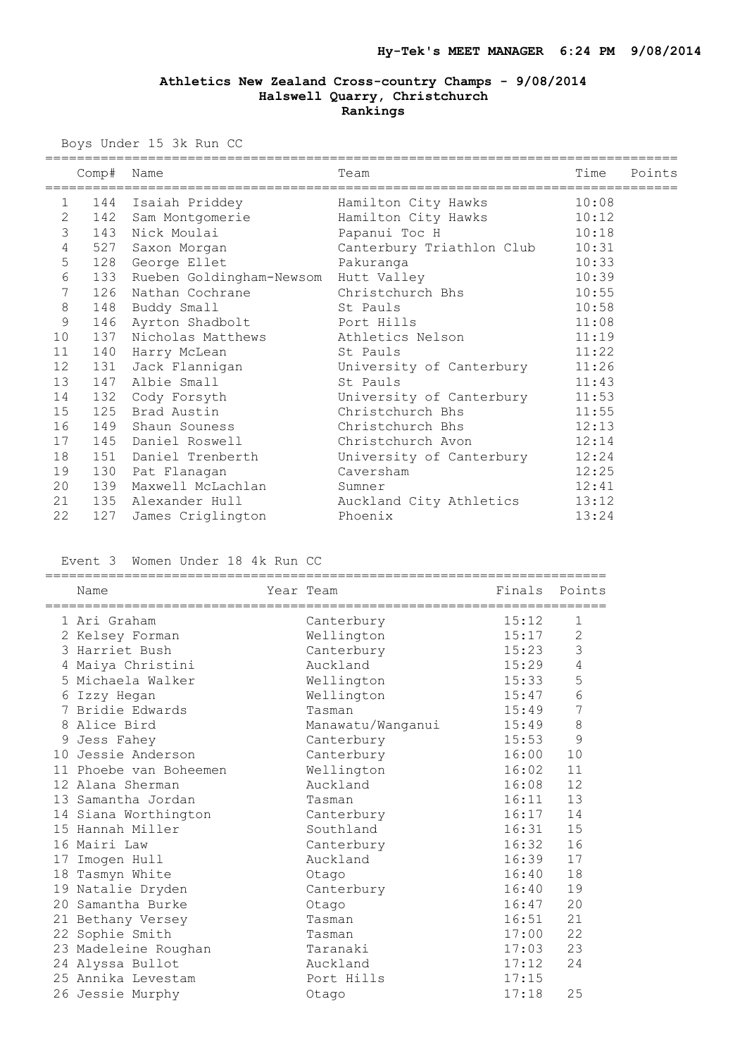Hy-Tek's MEET MANAGER 6:24 PM 9/08/2014

# Athletics New Zealand Cross-country Champs - 9/08/2014
## Halswell Quarry, Christchurch
### Rankings

Boys Under 15 3k Run CC

| | Comp# | Name | Team | Time | Points |
|---|---|---|---|---|---|
| 1 | 144 | Isaiah Priddey | Hamilton City Hawks | 10:08 | |
| 2 | 142 | Sam Montgomerie | Hamilton City Hawks | 10:12 | |
| 3 | 143 | Nick Moulai | Papanui Toc H | 10:18 | |
| 4 | 527 | Saxon Morgan | Canterbury Triathlon Club | 10:31 | |
| 5 | 128 | George Ellet | Pakuranga | 10:33 | |
| 6 | 133 | Rueben Goldingham-Newsom | Hutt Valley | 10:39 | |
| 7 | 126 | Nathan Cochrane | Christchurch Bhs | 10:55 | |
| 8 | 148 | Buddy Small | St Pauls | 10:58 | |
| 9 | 146 | Ayrton Shadbolt | Port Hills | 11:08 | |
| 10 | 137 | Nicholas Matthews | Athletics Nelson | 11:19 | |
| 11 | 140 | Harry McLean | St Pauls | 11:22 | |
| 12 | 131 | Jack Flannigan | University of Canterbury | 11:26 | |
| 13 | 147 | Albie Small | St Pauls | 11:43 | |
| 14 | 132 | Cody Forsyth | University of Canterbury | 11:53 | |
| 15 | 125 | Brad Austin | Christchurch Bhs | 11:55 | |
| 16 | 149 | Shaun Souness | Christchurch Bhs | 12:13 | |
| 17 | 145 | Daniel Roswell | Christchurch Avon | 12:14 | |
| 18 | 151 | Daniel Trenberth | University of Canterbury | 12:24 | |
| 19 | 130 | Pat Flanagan | Caversham | 12:25 | |
| 20 | 139 | Maxwell McLachlan | Sumner | 12:41 | |
| 21 | 135 | Alexander Hull | Auckland City Athletics | 13:12 | |
| 22 | 127 | James Criglington | Phoenix | 13:24 | |

Event 3 Women Under 18 4k Run CC

| | Name | Year | Team | Finals | Points |
|---|---|---|---|---|---|
| 1 | Ari Graham | | Canterbury | 15:12 | 1 |
| 2 | Kelsey Forman | | Wellington | 15:17 | 2 |
| 3 | Harriet Bush | | Canterbury | 15:23 | 3 |
| 4 | Maiya Christini | | Auckland | 15:29 | 4 |
| 5 | Michaela Walker | | Wellington | 15:33 | 5 |
| 6 | Izzy Hegan | | Wellington | 15:47 | 6 |
| 7 | Bridie Edwards | | Tasman | 15:49 | 7 |
| 8 | Alice Bird | | Manawatu/Wanganui | 15:49 | 8 |
| 9 | Jess Fahey | | Canterbury | 15:53 | 9 |
| 10 | Jessie Anderson | | Canterbury | 16:00 | 10 |
| 11 | Phoebe van Boheemen | | Wellington | 16:02 | 11 |
| 12 | Alana Sherman | | Auckland | 16:08 | 12 |
| 13 | Samantha Jordan | | Tasman | 16:11 | 13 |
| 14 | Siana Worthington | | Canterbury | 16:17 | 14 |
| 15 | Hannah Miller | | Southland | 16:31 | 15 |
| 16 | Mairi Law | | Canterbury | 16:32 | 16 |
| 17 | Imogen Hull | | Auckland | 16:39 | 17 |
| 18 | Tasmyn White | | Otago | 16:40 | 18 |
| 19 | Natalie Dryden | | Canterbury | 16:40 | 19 |
| 20 | Samantha Burke | | Otago | 16:47 | 20 |
| 21 | Bethany Versey | | Tasman | 16:51 | 21 |
| 22 | Sophie Smith | | Tasman | 17:00 | 22 |
| 23 | Madeleine Roughan | | Taranaki | 17:03 | 23 |
| 24 | Alyssa Bullot | | Auckland | 17:12 | 24 |
| 25 | Annika Levestam | | Port Hills | 17:15 | |
| 26 | Jessie Murphy | | Otago | 17:18 | 25 |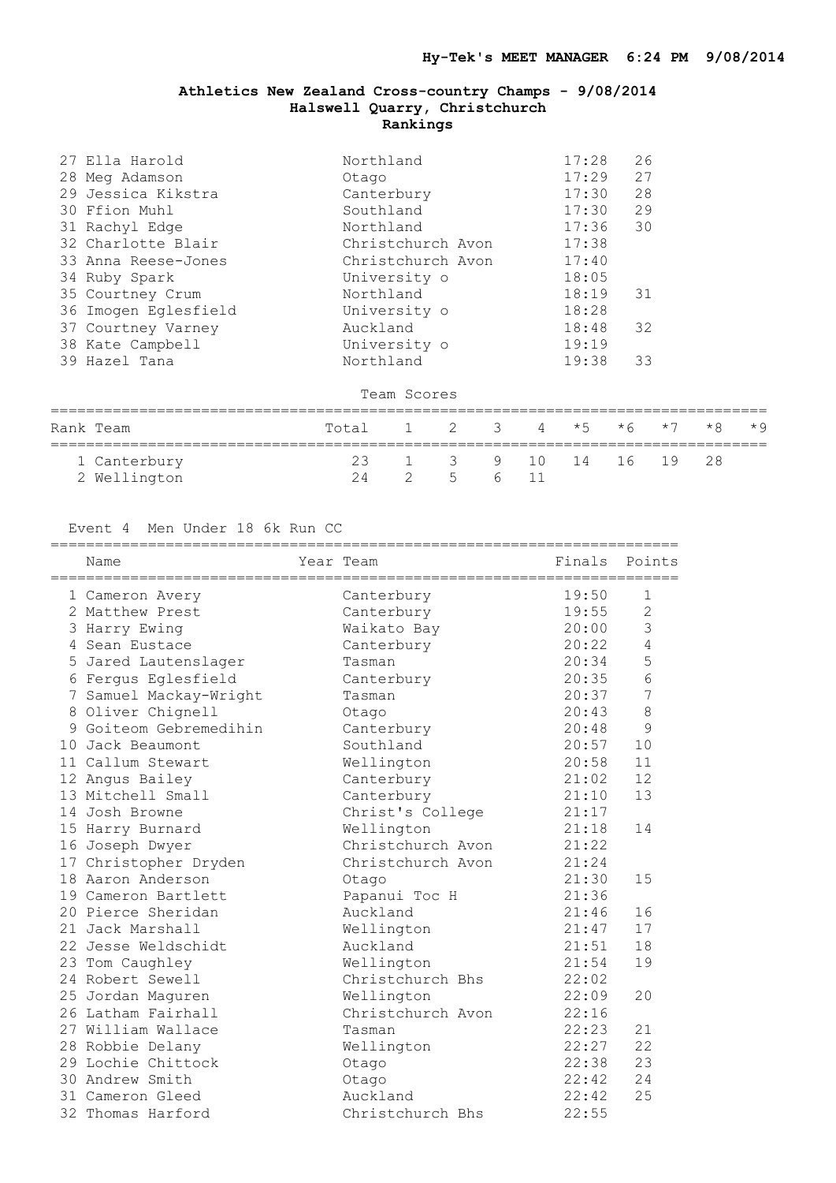# Athletics New Zealand Cross-country Champs - 9/08/2014
## Halswell Quarry, Christchurch
### Rankings

| | Name | Team | Finals | Points |
|---|---|---|---|---|
| 27 | Ella Harold | Northland | 17:28 | 26 |
| 28 | Meg Adamson | Otago | 17:29 | 27 |
| 29 | Jessica Kikstra | Canterbury | 17:30 | 28 |
| 30 | Ffion Muhl | Southland | 17:30 | 29 |
| 31 | Rachyl Edge | Northland | 17:36 | 30 |
| 32 | Charlotte Blair | Christchurch Avon | 17:38 | |
| 33 | Anna Reese-Jones | Christchurch Avon | 17:40 | |
| 34 | Ruby Spark | University o | 18:05 | |
| 35 | Courtney Crum | Northland | 18:19 | 31 |
| 36 | Imogen Eglesfield | University o | 18:28 | |
| 37 | Courtney Varney | Auckland | 18:48 | 32 |
| 38 | Kate Campbell | University o | 19:19 | |
| 39 | Hazel Tana | Northland | 19:38 | 33 |

Team Scores

| Rank | Team | Total | 1 | 2 | 3 | 4 | *5 | *6 | *7 | *8 | *9 |
|---|---|---|---|---|---|---|---|---|---|---|---|
| 1 | Canterbury | 23 | 1 | 3 | 9 | 10 | 14 | 16 | 19 | 28 | |
| 2 | Wellington | 24 | 2 | 5 | 6 | 11 | | | | | |

Event 4 Men Under 18 6k Run CC

| | Name | Year | Team | Finals | Points |
|---|---|---|---|---|---|
| 1 | Cameron Avery | | Canterbury | 19:50 | 1 |
| 2 | Matthew Prest | | Canterbury | 19:55 | 2 |
| 3 | Harry Ewing | | Waikato Bay | 20:00 | 3 |
| 4 | Sean Eustace | | Canterbury | 20:22 | 4 |
| 5 | Jared Lautenslager | | Tasman | 20:34 | 5 |
| 6 | Fergus Eglesfield | | Canterbury | 20:35 | 6 |
| 7 | Samuel Mackay-Wright | | Tasman | 20:37 | 7 |
| 8 | Oliver Chignell | | Otago | 20:43 | 8 |
| 9 | Goiteom Gebremedihin | | Canterbury | 20:48 | 9 |
| 10 | Jack Beaumont | | Southland | 20:57 | 10 |
| 11 | Callum Stewart | | Wellington | 20:58 | 11 |
| 12 | Angus Bailey | | Canterbury | 21:02 | 12 |
| 13 | Mitchell Small | | Canterbury | 21:10 | 13 |
| 14 | Josh Browne | | Christ's College | 21:17 | |
| 15 | Harry Burnard | | Wellington | 21:18 | 14 |
| 16 | Joseph Dwyer | | Christchurch Avon | 21:22 | |
| 17 | Christopher Dryden | | Christchurch Avon | 21:24 | |
| 18 | Aaron Anderson | | Otago | 21:30 | 15 |
| 19 | Cameron Bartlett | | Papanui Toc H | 21:36 | |
| 20 | Pierce Sheridan | | Auckland | 21:46 | 16 |
| 21 | Jack Marshall | | Wellington | 21:47 | 17 |
| 22 | Jesse Weldschidt | | Auckland | 21:51 | 18 |
| 23 | Tom Caughley | | Wellington | 21:54 | 19 |
| 24 | Robert Sewell | | Christchurch Bhs | 22:02 | |
| 25 | Jordan Maguren | | Wellington | 22:09 | 20 |
| 26 | Latham Fairhall | | Christchurch Avon | 22:16 | |
| 27 | William Wallace | | Tasman | 22:23 | 21 |
| 28 | Robbie Delany | | Wellington | 22:27 | 22 |
| 29 | Lochie Chittock | | Otago | 22:38 | 23 |
| 30 | Andrew Smith | | Otago | 22:42 | 24 |
| 31 | Cameron Gleed | | Auckland | 22:42 | 25 |
| 32 | Thomas Harford | | Christchurch Bhs | 22:55 | |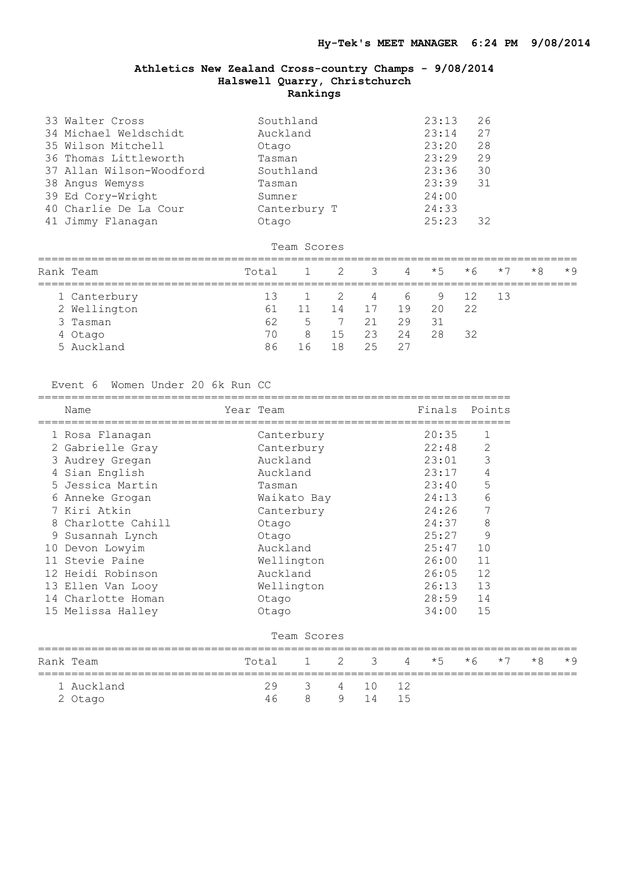## Athletics New Zealand Cross-country Champs - 9/08/2014
### Halswell Quarry, Christchurch
### Rankings

| Name | Team | Finals | Points |
|---|---|---|---|
| 33 Walter Cross | Southland | 23:13 | 26 |
| 34 Michael Weldschidt | Auckland | 23:14 | 27 |
| 35 Wilson Mitchell | Otago | 23:20 | 28 |
| 36 Thomas Littleworth | Tasman | 23:29 | 29 |
| 37 Allan Wilson-Woodford | Southland | 23:36 | 30 |
| 38 Angus Wemyss | Tasman | 23:39 | 31 |
| 39 Ed Cory-Wright | Sumner | 24:00 | |
| 40 Charlie De La Cour | Canterbury T | 24:33 | |
| 41 Jimmy Flanagan | Otago | 25:23 | 32 |

Team Scores

| Rank | Team | Total | 1 | 2 | 3 | 4 | *5 | *6 | *7 | *8 | *9 |
|---|---|---|---|---|---|---|---|---|---|---|---|
| 1 | Canterbury | 13 | 1 | 2 | 4 | 6 | 9 | 12 | 13 | | |
| 2 | Wellington | 61 | 11 | 14 | 17 | 19 | 20 | 22 | | | |
| 3 | Tasman | 62 | 5 | 7 | 21 | 29 | 31 | | | | |
| 4 | Otago | 70 | 8 | 15 | 23 | 24 | 28 | 32 | | | |
| 5 | Auckland | 86 | 16 | 18 | 25 | 27 | | | | | |

Event 6 Women Under 20 6k Run CC

| Name | Year | Team | Finals | Points |
|---|---|---|---|---|
| 1 Rosa Flanagan | | Canterbury | 20:35 | 1 |
| 2 Gabrielle Gray | | Canterbury | 22:48 | 2 |
| 3 Audrey Gregan | | Auckland | 23:01 | 3 |
| 4 Sian English | | Auckland | 23:17 | 4 |
| 5 Jessica Martin | | Tasman | 23:40 | 5 |
| 6 Anneke Grogan | | Waikato Bay | 24:13 | 6 |
| 7 Kiri Atkin | | Canterbury | 24:26 | 7 |
| 8 Charlotte Cahill | | Otago | 24:37 | 8 |
| 9 Susannah Lynch | | Otago | 25:27 | 9 |
| 10 Devon Lowyim | | Auckland | 25:47 | 10 |
| 11 Stevie Paine | | Wellington | 26:00 | 11 |
| 12 Heidi Robinson | | Auckland | 26:05 | 12 |
| 13 Ellen Van Looy | | Wellington | 26:13 | 13 |
| 14 Charlotte Homan | | Otago | 28:59 | 14 |
| 15 Melissa Halley | | Otago | 34:00 | 15 |

Team Scores

| Rank | Team | Total | 1 | 2 | 3 | 4 | *5 | *6 | *7 | *8 | *9 |
|---|---|---|---|---|---|---|---|---|---|---|---|
| 1 | Auckland | 29 | 3 | 4 | 10 | 12 | | | | | |
| 2 | Otago | 46 | 8 | 9 | 14 | 15 | | | | | |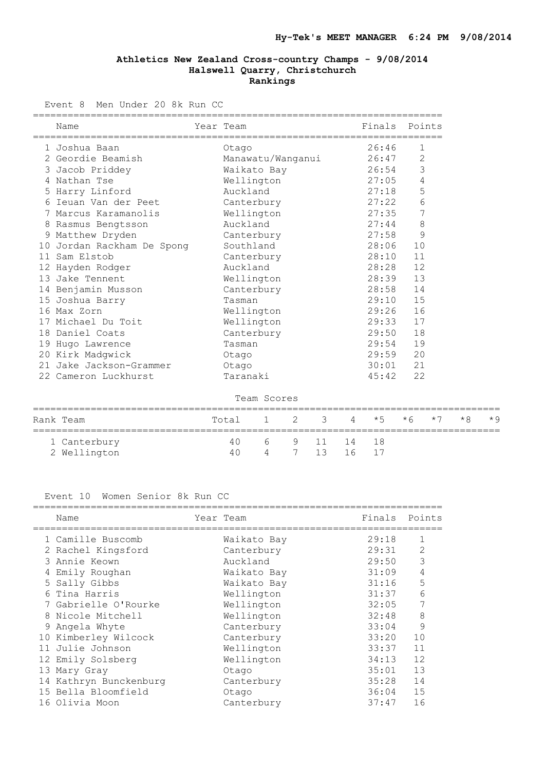Hy-Tek's MEET MANAGER 6:24 PM 9/08/2014

## Athletics New Zealand Cross-country Champs - 9/08/2014
### Halswell Quarry, Christchurch
### Rankings

Event 8 Men Under 20 8k Run CC

| | Name | Year | Team | Finals | Points |
|---|---|---|---|---|---|
| 1 | Joshua Baan | | Otago | 26:46 | 1 |
| 2 | Geordie Beamish | | Manawatu/Wanganui | 26:47 | 2 |
| 3 | Jacob Priddey | | Waikato Bay | 26:54 | 3 |
| 4 | Nathan Tse | | Wellington | 27:05 | 4 |
| 5 | Harry Linford | | Auckland | 27:18 | 5 |
| 6 | Ieuan Van der Peet | | Canterbury | 27:22 | 6 |
| 7 | Marcus Karamanolis | | Wellington | 27:35 | 7 |
| 8 | Rasmus Bengtsson | | Auckland | 27:44 | 8 |
| 9 | Matthew Dryden | | Canterbury | 27:58 | 9 |
| 10 | Jordan Rackham De Spong | | Southland | 28:06 | 10 |
| 11 | Sam Elstob | | Canterbury | 28:10 | 11 |
| 12 | Hayden Rodger | | Auckland | 28:28 | 12 |
| 13 | Jake Tennent | | Wellington | 28:39 | 13 |
| 14 | Benjamin Musson | | Canterbury | 28:58 | 14 |
| 15 | Joshua Barry | | Tasman | 29:10 | 15 |
| 16 | Max Zorn | | Wellington | 29:26 | 16 |
| 17 | Michael Du Toit | | Wellington | 29:33 | 17 |
| 18 | Daniel Coats | | Canterbury | 29:50 | 18 |
| 19 | Hugo Lawrence | | Tasman | 29:54 | 19 |
| 20 | Kirk Madgwick | | Otago | 29:59 | 20 |
| 21 | Jake Jackson-Grammer | | Otago | 30:01 | 21 |
| 22 | Cameron Luckhurst | | Taranaki | 45:42 | 22 |

Team Scores

| Rank | Team | Total | 1 | 2 | 3 | 4 | *5 | *6 | *7 | *8 | *9 |
|---|---|---|---|---|---|---|---|---|---|---|---|
| 1 | Canterbury | 40 | 6 | 9 | 11 | 14 | 18 | | | | |
| 2 | Wellington | 40 | 4 | 7 | 13 | 16 | 17 | | | | |

Event 10 Women Senior 8k Run CC

| | Name | Year | Team | Finals | Points |
|---|---|---|---|---|---|
| 1 | Camille Buscomb | | Waikato Bay | 29:18 | 1 |
| 2 | Rachel Kingsford | | Canterbury | 29:31 | 2 |
| 3 | Annie Keown | | Auckland | 29:50 | 3 |
| 4 | Emily Roughan | | Waikato Bay | 31:09 | 4 |
| 5 | Sally Gibbs | | Waikato Bay | 31:16 | 5 |
| 6 | Tina Harris | | Wellington | 31:37 | 6 |
| 7 | Gabrielle O'Rourke | | Wellington | 32:05 | 7 |
| 8 | Nicole Mitchell | | Wellington | 32:48 | 8 |
| 9 | Angela Whyte | | Canterbury | 33:04 | 9 |
| 10 | Kimberley Wilcock | | Canterbury | 33:20 | 10 |
| 11 | Julie Johnson | | Wellington | 33:37 | 11 |
| 12 | Emily Solsberg | | Wellington | 34:13 | 12 |
| 13 | Mary Gray | | Otago | 35:01 | 13 |
| 14 | Kathryn Bunckenburg | | Canterbury | 35:28 | 14 |
| 15 | Bella Bloomfield | | Otago | 36:04 | 15 |
| 16 | Olivia Moon | | Canterbury | 37:47 | 16 |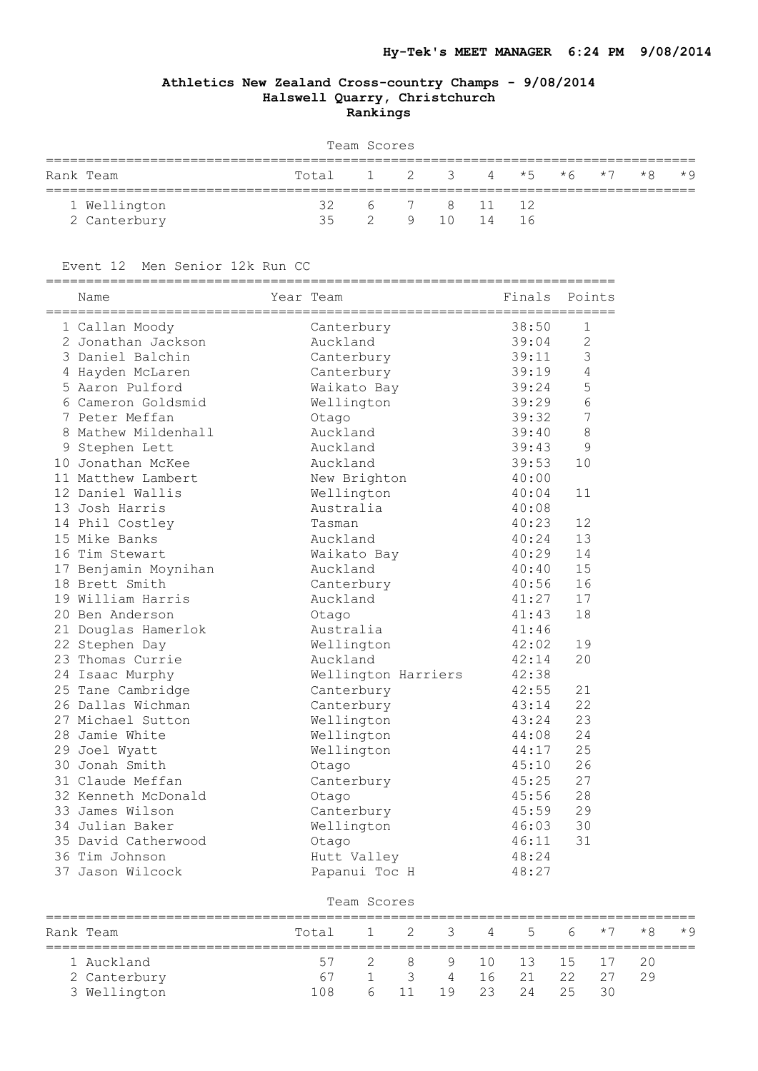# Athletics New Zealand Cross-country Champs - 9/08/2014
## Halswell Quarry, Christchurch
### Rankings

Team Scores

| Rank | Team | Total | 1 | 2 | 3 | 4 | *5 | *6 | *7 | *8 | *9 |
|---|---|---|---|---|---|---|---|---|---|---|---|
| 1 | Wellington | 32 | 6 | 7 | 8 | 11 | 12 | | | | |
| 2 | Canterbury | 35 | 2 | 9 | 10 | 14 | 16 | | | | |

Event 12 Men Senior 12k Run CC

| | Name | Year | Team | Finals | Points |
|---|---|---|---|---|---|
| 1 | Callan Moody | | Canterbury | 38:50 | 1 |
| 2 | Jonathan Jackson | | Auckland | 39:04 | 2 |
| 3 | Daniel Balchin | | Canterbury | 39:11 | 3 |
| 4 | Hayden McLaren | | Canterbury | 39:19 | 4 |
| 5 | Aaron Pulford | | Waikato Bay | 39:24 | 5 |
| 6 | Cameron Goldsmid | | Wellington | 39:29 | 6 |
| 7 | Peter Meffan | | Otago | 39:32 | 7 |
| 8 | Mathew Mildenhall | | Auckland | 39:40 | 8 |
| 9 | Stephen Lett | | Auckland | 39:43 | 9 |
| 10 | Jonathan McKee | | Auckland | 39:53 | 10 |
| 11 | Matthew Lambert | | New Brighton | 40:00 | |
| 12 | Daniel Wallis | | Wellington | 40:04 | 11 |
| 13 | Josh Harris | | Australia | 40:08 | |
| 14 | Phil Costley | | Tasman | 40:23 | 12 |
| 15 | Mike Banks | | Auckland | 40:24 | 13 |
| 16 | Tim Stewart | | Waikato Bay | 40:29 | 14 |
| 17 | Benjamin Moynihan | | Auckland | 40:40 | 15 |
| 18 | Brett Smith | | Canterbury | 40:56 | 16 |
| 19 | William Harris | | Auckland | 41:27 | 17 |
| 20 | Ben Anderson | | Otago | 41:43 | 18 |
| 21 | Douglas Hamerlok | | Australia | 41:46 | |
| 22 | Stephen Day | | Wellington | 42:02 | 19 |
| 23 | Thomas Currie | | Auckland | 42:14 | 20 |
| 24 | Isaac Murphy | | Wellington Harriers | 42:38 | |
| 25 | Tane Cambridge | | Canterbury | 42:55 | 21 |
| 26 | Dallas Wichman | | Canterbury | 43:14 | 22 |
| 27 | Michael Sutton | | Wellington | 43:24 | 23 |
| 28 | Jamie White | | Wellington | 44:08 | 24 |
| 29 | Joel Wyatt | | Wellington | 44:17 | 25 |
| 30 | Jonah Smith | | Otago | 45:10 | 26 |
| 31 | Claude Meffan | | Canterbury | 45:25 | 27 |
| 32 | Kenneth McDonald | | Otago | 45:56 | 28 |
| 33 | James Wilson | | Canterbury | 45:59 | 29 |
| 34 | Julian Baker | | Wellington | 46:03 | 30 |
| 35 | David Catherwood | | Otago | 46:11 | 31 |
| 36 | Tim Johnson | | Hutt Valley | 48:24 | |
| 37 | Jason Wilcock | | Papanui Toc H | 48:27 | |

Team Scores

| Rank | Team | Total | 1 | 2 | 3 | 4 | 5 | 6 | *7 | *8 | *9 |
|---|---|---|---|---|---|---|---|---|---|---|---|
| 1 | Auckland | 57 | 2 | 8 | 9 | 10 | 13 | 15 | 17 | 20 | |
| 2 | Canterbury | 67 | 1 | 3 | 4 | 16 | 21 | 22 | 27 | 29 | |
| 3 | Wellington | 108 | 6 | 11 | 19 | 23 | 24 | 25 | 30 | | |